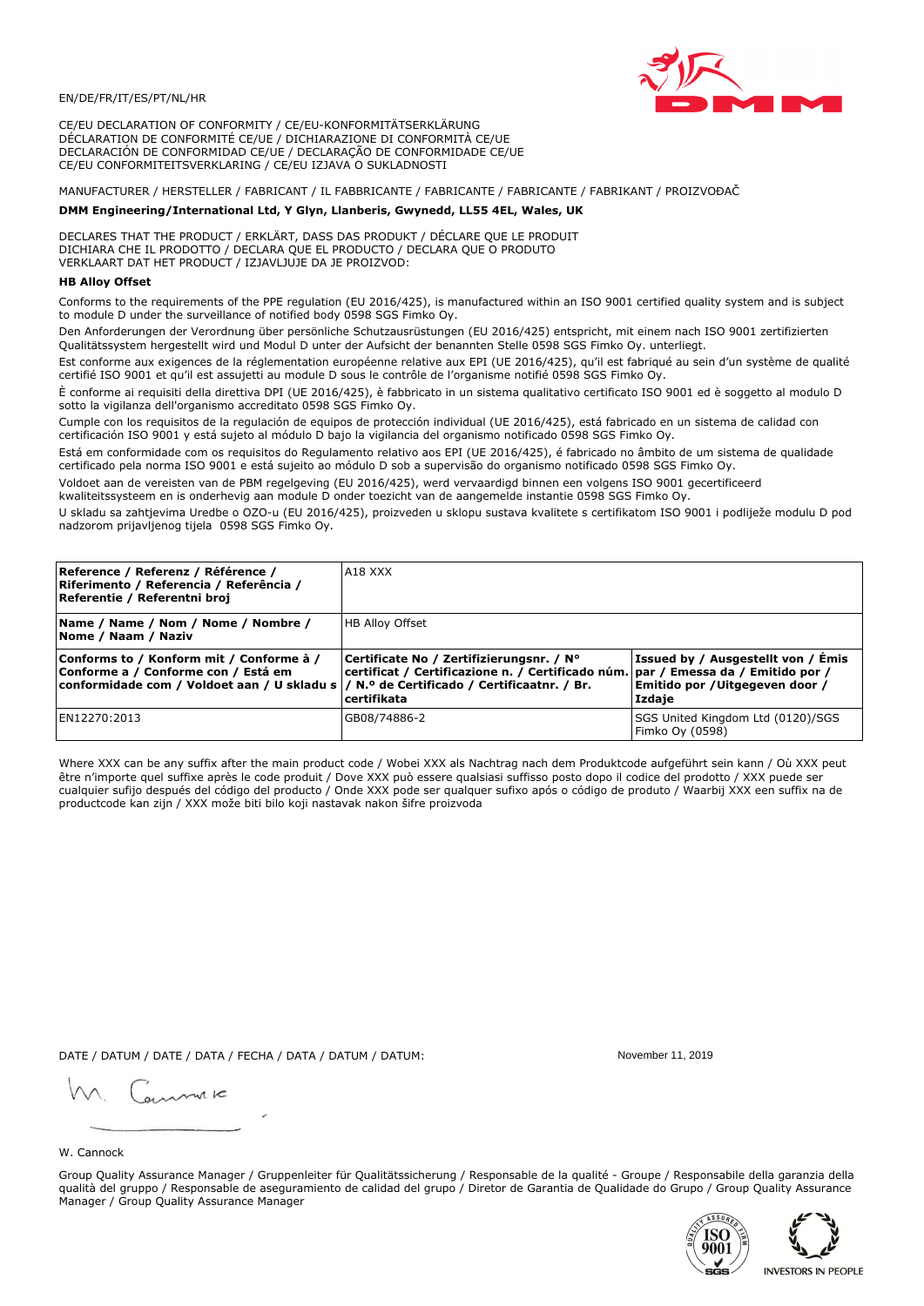EN/DE/FR/IT/ES/PT/NL/HR

CE/EU DECLARATION OF CONFORMITY / CE/EU-KONFORMITÄTSERKLÄRUNG
DÉCLARATION DE CONFORMITÉ CE/UE / DICHIARAZIONE DI CONFORMITÀ CE/UE
DECLARACIÓN DE CONFORMIDAD CE/UE / DECLARAÇÃO DE CONFORMIDADE CE/UE
CE/EU CONFORMITEITSVERKLARING / CE/EU IZJAVA O SUKLADNOSTI

MANUFACTURER / HERSTELLER / FABRICANT / IL FABBRICANTE / FABRICANTE / FABRICANTE / FABRIKANT / PROIZVOĐAČ

**DMM Engineering/International Ltd, Y Glyn, Llanberis, Gwynedd, LL55 4EL, Wales, UK**

DECLARES THAT THE PRODUCT / ERKLÄRT, DASS DAS PRODUKT / DÉCLARE QUE LE PRODUIT
DICHIARA CHE IL PRODOTTO / DECLARA QUE EL PRODUCTO / DECLARA QUE O PRODUTO
VERKLAART DAT HET PRODUCT / IZJAVLJUJE DA JE PROIZVOD:

**HB Alloy Offset**

Conforms to the requirements of the PPE regulation (EU 2016/425), is manufactured within an ISO 9001 certified quality system and is subject to module D under the surveillance of notified body 0598 SGS Fimko Oy.

Den Anforderungen der Verordnung über persönliche Schutzausrüstungen (EU 2016/425) entspricht, mit einem nach ISO 9001 zertifizierten Qualitätssystem hergestellt wird und Modul D unter der Aufsicht der benannten Stelle 0598 SGS Fimko Oy. unterliegt.

Est conforme aux exigences de la réglementation européenne relative aux EPI (UE 2016/425), qu'il est fabriqué au sein d'un système de qualité certifié ISO 9001 et qu'il est assujetti au module D sous le contrôle de l'organisme notifié 0598 SGS Fimko Oy.

È conforme ai requisiti della direttiva DPI (UE 2016/425), è fabbricato in un sistema qualitativo certificato ISO 9001 ed è soggetto al modulo D sotto la vigilanza dell'organismo accreditato 0598 SGS Fimko Oy.

Cumple con los requisitos de la regulación de equipos de protección individual (UE 2016/425), está fabricado en un sistema de calidad con certificación ISO 9001 y está sujeto al módulo D bajo la vigilancia del organismo notificado 0598 SGS Fimko Oy.

Está em conformidade com os requisitos do Regulamento relativo aos EPI (UE 2016/425), é fabricado no âmbito de um sistema de qualidade certificado pela norma ISO 9001 e está sujeito ao módulo D sob a supervisão do organismo notificado 0598 SGS Fimko Oy.

Voldoet aan de vereisten van de PBM regelgeving (EU 2016/425), werd vervaardigd binnen een volgens ISO 9001 gecertificeerd kwaliteitssysteem en is onderhevig aan module D onder toezicht van de aangemelde instantie 0598 SGS Fimko Oy.

U skladu sa zahtjevima Uredbe o OZO-u (EU 2016/425), proizveden u sklopu sustava kvalitete s certifikatom ISO 9001 i podliježe modulu D pod nadzorom prijavljenog tijela 0598 SGS Fimko Oy.

| **Reference / Referenz / Référence / Riferimento / Referencia / Referência / Referentie / Referentni broj** | A18 XXX | |
|---|---|---|
| **Name / Name / Nom / Nome / Nombre / Nome / Naam / Naziv** | HB Alloy Offset | |
| **Conforms to / Konform mit / Conforme à / Conforme a / Conforme con / Está em conformidade com / Voldoet aan / U skladu s** | **Certificate No / Zertifizierungsnr. / N° certificat / Certificazione n. / Certificado núm. / N.º de Certificado / Certificaatnr. / Br. certifikata** | **Issued by / Ausgestellt von / Émis par / Emessa da / Emitido por / Emitido por /Uitgegeven door / Izdaje** |
| EN12270:2013 | GB08/74886-2 | SGS United Kingdom Ltd (0120)/SGS Fimko Oy (0598) |

Where XXX can be any suffix after the main product code / Wobei XXX als Nachtrag nach dem Produktcode aufgeführt sein kann / Où XXX peut être n'importe quel suffixe après le code produit / Dove XXX può essere qualsiasi suffisso posto dopo il codice del prodotto / XXX puede ser cualquier sufijo después del código del producto / Onde XXX pode ser qualquer sufixo após o código de produto / Waarbij XXX een suffix na de productcode kan zijn / XXX može biti bilo koji nastavak nakon šifre proizvoda

DATE / DATUM / DATE / DATA / FECHA / DATA / DATUM / DATUM: November 11, 2019

W. Cannock

Group Quality Assurance Manager / Gruppenleiter für Qualitätssicherung / Responsable de la qualité - Groupe / Responsabile della garanzia della qualità del gruppo / Responsable de aseguramiento de calidad del grupo / Diretor de Garantia de Qualidade do Grupo / Group Quality Assurance Manager / Group Quality Assurance Manager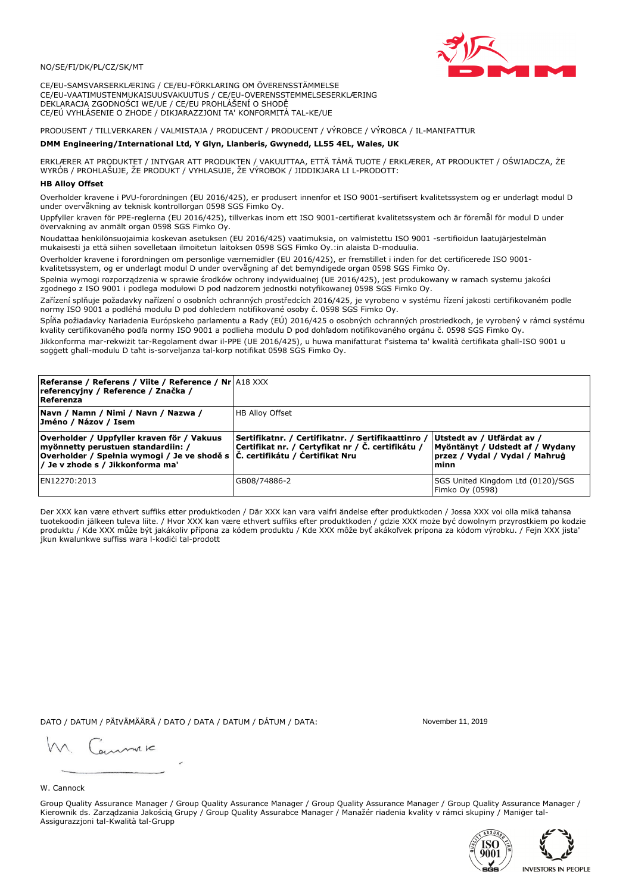NO/SE/FI/DK/PL/CZ/SK/MT

CE/EU-SAMSVARSERKLÆRING / CE/EU-FÖRKLARING OM ÖVERENSSTÄMMELSE
CE/EU-VAATIMUSTENMUKAISUUSVAKUUTUS / CE/EU-OVERENSSTEMMELSESERKLÆRING
DEKLARACJA ZGODNOŚCI WE/UE / CE/EU PROHLÁŠENÍ O SHODĚ
CE/EÚ VYHLÁSENIE O ZHODE / DIKJARAZZJONI TA' KONFORMITÀ TAL-KE/UE

PRODUSENT / TILLVERKAREN / VALMISTAJA / PRODUCENT / PRODUCENT / VÝROBCE / VÝROBCA / IL-MANIFATTUR

**DMM Engineering/International Ltd, Y Glyn, Llanberis, Gwynedd, LL55 4EL, Wales, UK**

ERKLÆRER AT PRODUKTET / INTYGAR ATT PRODUKTEN / VAKUUTTAA, ETTÄ TÄMÄ TUOTE / ERKLÆRER, AT PRODUKTET / OŚWIADCZA, ŻE WYRÓB / PROHLAŠUJE, ŽE PRODUKT / VYHLASUJE, ŽE VÝROBOK / JIDDIKJARA LI L-PRODOTT:

**HB Alloy Offset**

Overholder kravene i PVU-forordningen (EU 2016/425), er produsert innenfor et ISO 9001-sertifisert kvalitetssystem og er underlagt modul D under overvåkning av teknisk kontrollorgan 0598 SGS Fimko Oy.

Uppfyller kraven för PPE-reglerna (EU 2016/425), tillverkas inom ett ISO 9001-certifierat kvalitetssystem och är föremål för modul D under övervakning av anmält organ 0598 SGS Fimko Oy.

Noudattaa henkilönsuojaimia koskevan asetuksen (EU 2016/425) vaatimuksia, on valmistettu ISO 9001 -sertifioidun laatujärjestelmän mukaisesti ja että siihen sovelletaan ilmoitetun laitoksen 0598 SGS Fimko Oy.:in alaista D-moduulia.

Overholder kravene i forordningen om personlige værnemidler (EU 2016/425), er fremstillet i inden for det certificerede ISO 9001-kvalitetssystem, og er underlagt modul D under overvågning af det bemyndigede organ 0598 SGS Fimko Oy.

Spełnia wymogi rozporządzenia w sprawie środków ochrony indywidualnej (UE 2016/425), jest produkowany w ramach systemu jakości zgodnego z ISO 9001 i podlega modułowi D pod nadzorem jednostki notyfikowanej 0598 SGS Fimko Oy.

Zařízení splňuje požadavky nařízení o osobních ochranných prostředcích 2016/425, je vyrobeno v systému řízení jakosti certifikovaném podle normy ISO 9001 a podléhá modulu D pod dohledem notifikované osoby č. 0598 SGS Fimko Oy.

Spĺňa požiadavky Nariadenia Európskeho parlamentu a Rady (EÚ) 2016/425 o osobných ochranných prostriedkoch, je vyrobený v rámci systému kvality certifikovaného podľa normy ISO 9001 a podlieha modulu D pod dohľadom notifikovaného orgánu č. 0598 SGS Fimko Oy.

Jikkonforma mar-rekwiżit tar-Regolament dwar il-PPE (UE 2016/425), u huwa manifatturat f'sistema ta' kwalità ċertifikata għall-ISO 9001 u soġġett għall-modulu D taħt is-sorveljanza tal-korp notifikat 0598 SGS Fimko Oy.

| **Referanse / Referens / Viite / Reference / Nr referencyjny / Reference / Značka / Referenza** | A18 XXX | |
|---|---|---|
| **Navn / Namn / Nimi / Navn / Nazwa / Jméno / Názov / Isem** | HB Alloy Offset | |
| **Overholder / Uppfyller kraven för / Vakuus myönnetty perustuen standardiin: / Overholder / Spełnia wymogi / Je ve shodě s / Je v zhode s / Jikkonforma ma'** | **Sertifikatnr. / Certifikatnr. / Sertifikaattinro / Certifikat nr. / Certyfikat nr / Č. certifikátu / Č. certifikátu / Ċertifikat Nru** | **Utstedt av / Utfärdat av / Myöntänyt / Udstedt af / Wydany przez / Vydal / Vydal / Maħruġ minn** |
| EN12270:2013 | GB08/74886-2 | SGS United Kingdom Ltd (0120)/SGS Fimko Oy (0598) |

Der XXX kan være ethvert suffiks etter produktkoden / Där XXX kan vara valfri ändelse efter produktkoden / Jossa XXX voi olla mikä tahansa tuotekoodin jälkeen tuleva liite. / Hvor XXX kan være ethvert suffiks efter produktkoden / gdzie XXX może być dowolnym przyrostkiem po kodzie produktu / Kde XXX může být jakákoliv přípona za kódem produktu / Kde XXX môže byť akákoľvek prípona za kódom výrobku. / Fejn XXX jista' jkun kwalunkwe suffiss wara l-kodiċi tal-prodott

DATO / DATUM / PÄIVÄMÄÄRÄ / DATO / DATA / DATUM / DÁTUM / DATA: November 11, 2019

W. Cannock

Group Quality Assurance Manager / Group Quality Assurance Manager / Group Quality Assurance Manager / Group Quality Assurance Manager / Kierownik ds. Zarządzania Jakością Grupy / Group Quality Assurabce Manager / Manažér riadenia kvality v rámci skupiny / Maniġer tal-Assigurazzjoni tal-Kwalità tal-Grupp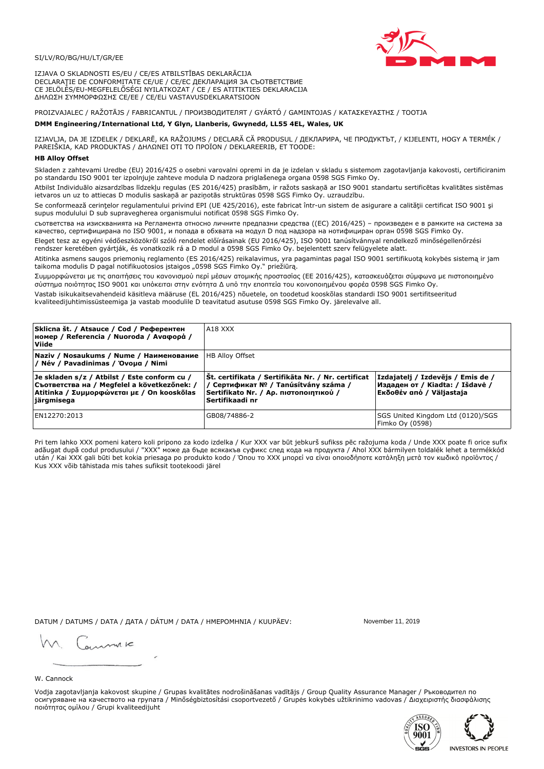SI/LV/RO/BG/HU/LT/GR/EE

IZJAVA O SKLADNOSTI ES/EU / CE/ES ATBILSTĪBAS DEKLARĀCIJA
DECLARAȚIE DE CONFORMITATE CE/UE / CE/ЕС ДЕКЛАРАЦИЯ ЗА СЪОТВЕТСТВИЕ
CE JELÖLÉS/EU-MEGFELELŐSÉGI NYILATKOZAT / CE / ES ATITIKTIES DEKLARACIJA
ΔΗΛΩΣΗ ΣΥΜΜΟΡΦΩΣΗΣ CE/ΕΕ / CE/ELi VASTAVUSDEKLARATSIOON

PROIZVAJALEC / RAŽOTĀJS / FABRICANTUL / ПРОИЗВОДИТЕЛЯТ / GYÁRTÓ / GAMINTOJAS / ΚΑΤΑΣΚΕΥΑΣΤΗΣ / TOOTJA

**DMM Engineering/International Ltd, Y Glyn, Llanberis, Gwynedd, LL55 4EL, Wales, UK**

IZJAVLJA, DA JE IZDELEK / DEKLARĒ, KA RAŽOJUMS / DECLARĂ CĂ PRODUSUL / ДЕКЛАРИРА, ЧЕ ПРОДУКТЪТ, / KIJELENTI, HOGY A TERMÉK / PAREIŠKIA, KAD PRODUKTAS / ΔΗΛΩΝΕΙ ΟΤΙ ΤΟ ΠΡΟΪΟΝ / DEKLAREERIB, ET TOODE:

**HB Alloy Offset**

Skladen z zahtevami Uredbe (EU) 2016/425 o osebni varovalni opremi in da je izdelan v skladu s sistemom zagotavljanja kakovosti, certificiranim po standardu ISO 9001 ter izpolnjuje zahteve modula D nadzora priglašenega organa 0598 SGS Fimko Oy.

Atbilst Individuālo aizsardzības līdzekļu regulas (ES 2016/425) prasībām, ir ražots saskaņā ar ISO 9001 standartu sertificētas kvalitātes sistēmas ietvaros un uz to attiecas D modulis saskaņā ar paziņotās struktūras 0598 SGS Fimko Oy. uzraudzību.

Se conformează cerințelor regulamentului privind EPI (UE 425/2016), este fabricat într-un sistem de asigurare a calității certificat ISO 9001 și supus modulului D sub supravegherea organismului notificat 0598 SGS Fimko Oy.

съответства на изискванията на Регламента относно личните предпазни средства ((ЕС) 2016/425) – произведен е в рамките на система за качество, сертифицирана по ISO 9001, и попада в обхвата на модул D под надзора на нотифициран орган 0598 SGS Fimko Oy.

Eleget tesz az egyéni védőeszközökről szóló rendelet előírásainak (EU 2016/425), ISO 9001 tanúsítvánnyal rendelkező minőségellenőrzési rendszer keretében gyártják, és vonatkozik rá a D modul a 0598 SGS Fimko Oy. bejelentett szerv felügyelete alatt.

Atitinka asmens saugos priemonių reglamento (ES 2016/425) reikalavimus, yra pagamintas pagal ISO 9001 sertifikuotą kokybės sistemą ir jam taikoma modulis D pagal notifikuotosios įstaigos „0598 SGS Fimko Oy." priežiūrą.

Συμμορφώνεται με τις απαιτήσεις του κανονισμού περί μέσων ατομικής προστασίας (ΕΕ 2016/425), κατασκευάζεται σύμφωνα με πιστοποιημένο σύστημα ποιότητας ISO 9001 και υπόκειται στην ενότητα Δ υπό την εποπτεία του κοινοποιημένου φορέα 0598 SGS Fimko Oy.

Vastab isikukaitsevahendeid käsitleva määruse (EL 2016/425) nõuetele, on toodetud kooskõlas standardi ISO 9001 sertifitseeritud kvaliteedijuhtimissüsteemiga ja vastab moodulile D teavitatud asutuse 0598 SGS Fimko Oy. järelevalve all.

| | | |
|---|---|---|
| **Sklicna št. / Atsauce / Cod / Референтен номер / Referencia / Nuoroda / Αναφορά / Viide** | A18 XXX | |
| **Naziv / Nosaukums / Nume / Наименование / Név / Pavadinimas / Όνομα / Nimi** | HB Alloy Offset | |
| **Je skladen s/z / Atbilst / Este conform cu / Съответства на / Megfelel a következőnek: / Atitinka / Συμμορφώνεται με / On kooskõlas järgmisega** | **Št. certifikata / Sertifikāta Nr. / Nr. certificat / Сертификат № / Tanúsítvány száma / Sertifikato Nr. / Αρ. πιστοποιητικού / Sertifikaadi nr** | **Izdajatelj / Izdevējs / Emis de / Издаден от / Kiadta: / Išdavė / Εκδοθέν από / Väljastaja** |
| EN12270:2013 | GB08/74886-2 | SGS United Kingdom Ltd (0120)/SGS Fimko Oy (0598) |

Pri tem lahko XXX pomeni katero koli pripono za kodo izdelka / Kur XXX var būt jebkurš sufikss pēc ražojuma koda / Unde XXX poate fi orice sufix adăugat după codul produsului / "XXX" може да бъде всякакъв суфикс след кода на продукта / Ahol XXX bármilyen toldalék lehet a termékkód után / Kai XXX gali būti bet kokia priesaga po produkto kodo / Όπου το XXX μπορεί να είναι οποιοδήποτε κατάληξη μετά τον κωδικό προϊόντος / Kus XXX võib tähistada mis tahes sufiksit tootekoodi järel

DATUM / DATUMS / DATA / ДАТА / DÁTUM / DATA / ΗΜΕΡΟΜΗΝΙΑ / KUUPÄEV: November 11, 2019

W. Cannock

Vodja zagotavljanja kakovost skupine / Grupas kvalitātes nodrošināšanas vadītājs / Group Quality Assurance Manager / Ръководител по осигуряване на качеството на групата / Minőségbiztosítási csoportvezető / Grupės kokybės užtikrinimo vadovas / Διαχειριστής διασφάλισης ποιότητας ομίλου / Grupi kvaliteedijuht